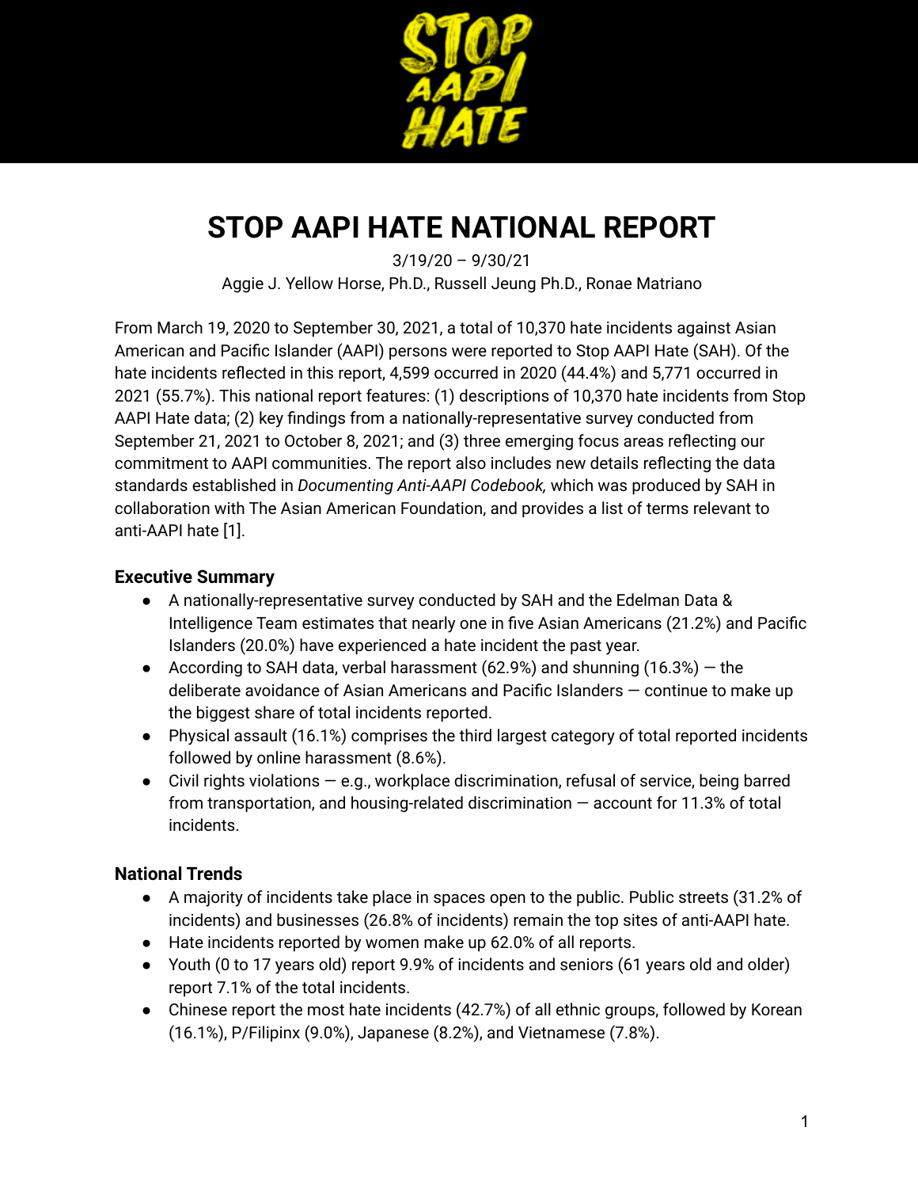# STOP AAPI HATE NATIONAL REPORT

3/19/20 – 9/30/21

Aggie J. Yellow Horse, Ph.D., Russell Jeung Ph.D., Ronae Matriano

From March 19, 2020 to September 30, 2021, a total of 10,370 hate incidents against Asian American and Pacific Islander (AAPI) persons were reported to Stop AAPI Hate (SAH). Of the hate incidents reflected in this report, 4,599 occurred in 2020 (44.4%) and 5,771 occurred in 2021 (55.7%). This national report features: (1) descriptions of 10,370 hate incidents from Stop AAPI Hate data; (2) key findings from a nationally-representative survey conducted from September 21, 2021 to October 8, 2021; and (3) three emerging focus areas reflecting our commitment to AAPI communities. The report also includes new details reflecting the data standards established in *Documenting Anti-AAPI Codebook,* which was produced by SAH in collaboration with The Asian American Foundation, and provides a list of terms relevant to anti-AAPI hate [1].

### Executive Summary

- A nationally-representative survey conducted by SAH and the Edelman Data & Intelligence Team estimates that nearly one in five Asian Americans (21.2%) and Pacific Islanders (20.0%) have experienced a hate incident the past year.
- According to SAH data, verbal harassment (62.9%) and shunning (16.3%) — the deliberate avoidance of Asian Americans and Pacific Islanders — continue to make up the biggest share of total incidents reported.
- Physical assault (16.1%) comprises the third largest category of total reported incidents followed by online harassment (8.6%).
- Civil rights violations — e.g., workplace discrimination, refusal of service, being barred from transportation, and housing-related discrimination — account for 11.3% of total incidents.

### National Trends

- A majority of incidents take place in spaces open to the public. Public streets (31.2% of incidents) and businesses (26.8% of incidents) remain the top sites of anti-AAPI hate.
- Hate incidents reported by women make up 62.0% of all reports.
- Youth (0 to 17 years old) report 9.9% of incidents and seniors (61 years old and older) report 7.1% of the total incidents.
- Chinese report the most hate incidents (42.7%) of all ethnic groups, followed by Korean (16.1%), P/Filipinx (9.0%), Japanese (8.2%), and Vietnamese (7.8%).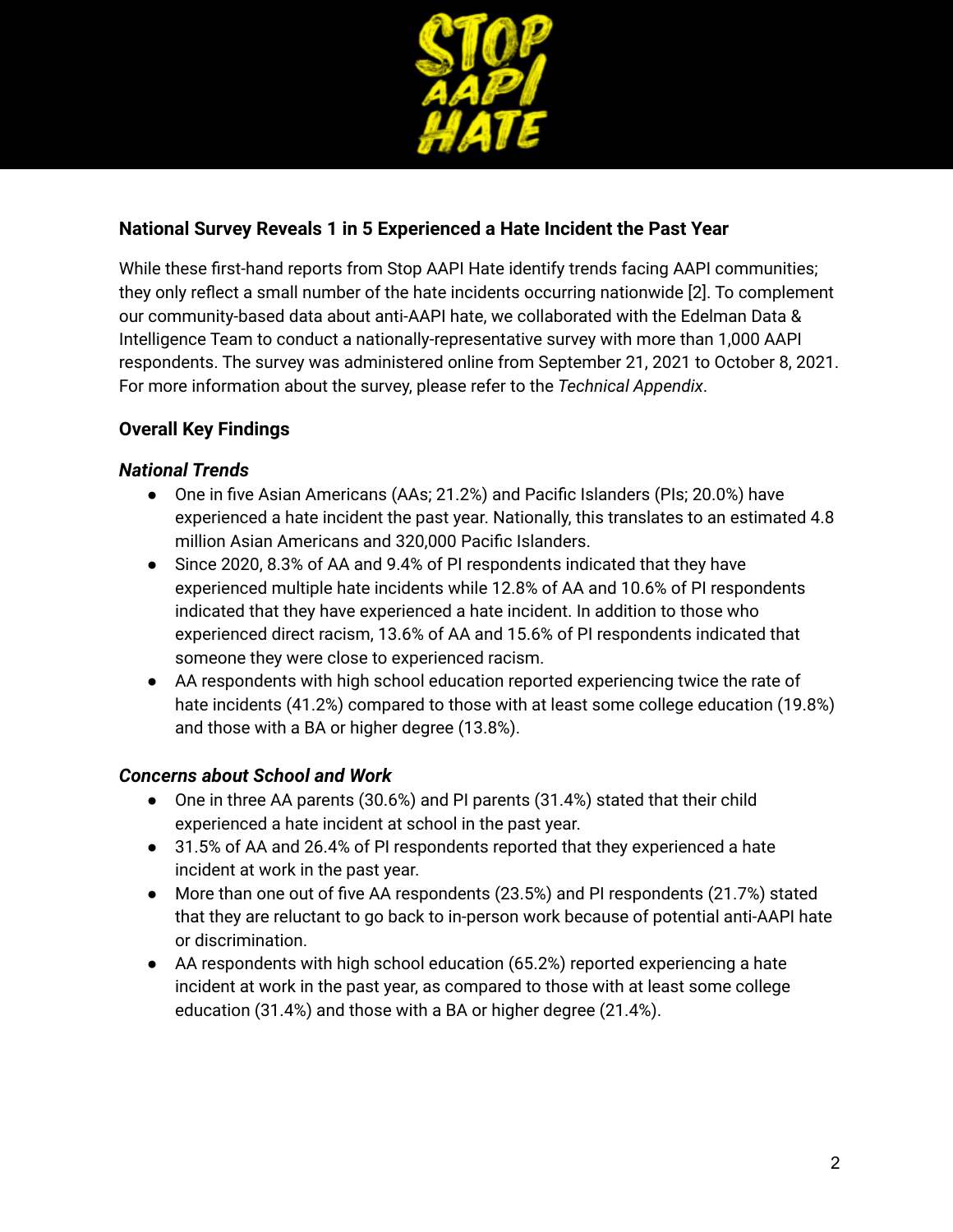## National Survey Reveals 1 in 5 Experienced a Hate Incident the Past Year

While these first-hand reports from Stop AAPI Hate identify trends facing AAPI communities; they only reflect a small number of the hate incidents occurring nationwide [2]. To complement our community-based data about anti-AAPI hate, we collaborated with the Edelman Data & Intelligence Team to conduct a nationally-representative survey with more than 1,000 AAPI respondents. The survey was administered online from September 21, 2021 to October 8, 2021. For more information about the survey, please refer to the *Technical Appendix*.

### Overall Key Findings

#### *National Trends*

- One in five Asian Americans (AAs; 21.2%) and Pacific Islanders (PIs; 20.0%) have experienced a hate incident the past year. Nationally, this translates to an estimated 4.8 million Asian Americans and 320,000 Pacific Islanders.
- Since 2020, 8.3% of AA and 9.4% of PI respondents indicated that they have experienced multiple hate incidents while 12.8% of AA and 10.6% of PI respondents indicated that they have experienced a hate incident. In addition to those who experienced direct racism, 13.6% of AA and 15.6% of PI respondents indicated that someone they were close to experienced racism.
- AA respondents with high school education reported experiencing twice the rate of hate incidents (41.2%) compared to those with at least some college education (19.8%) and those with a BA or higher degree (13.8%).

#### *Concerns about School and Work*

- One in three AA parents (30.6%) and PI parents (31.4%) stated that their child experienced a hate incident at school in the past year.
- 31.5% of AA and 26.4% of PI respondents reported that they experienced a hate incident at work in the past year.
- More than one out of five AA respondents (23.5%) and PI respondents (21.7%) stated that they are reluctant to go back to in-person work because of potential anti-AAPI hate or discrimination.
- AA respondents with high school education (65.2%) reported experiencing a hate incident at work in the past year, as compared to those with at least some college education (31.4%) and those with a BA or higher degree (21.4%).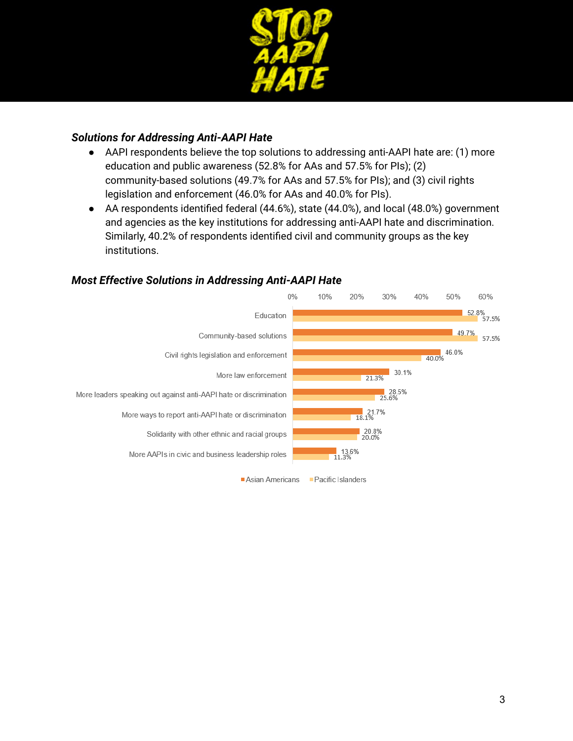### *Solutions for Addressing Anti-AAPI Hate*

- AAPI respondents believe the top solutions to addressing anti-AAPI hate are: (1) more education and public awareness (52.8% for AAs and 57.5% for PIs); (2) community-based solutions (49.7% for AAs and 57.5% for PIs); and (3) civil rights legislation and enforcement (46.0% for AAs and 40.0% for PIs).
- AA respondents identified federal (44.6%), state (44.0%), and local (48.0%) government and agencies as the key institutions for addressing anti-AAPI hate and discrimination. Similarly, 40.2% of respondents identified civil and community groups as the key institutions.

### *Most Effective Solutions in Addressing Anti-AAPI Hate*

| Solution | Asian Americans | Pacific Islanders |
|---|---|---|
| Education | 52.8% | 57.5% |
| Community-based solutions | 49.7% | 57.5% |
| Civil rights legislation and enforcement | 46.0% | 40.0% |
| More law enforcement | 30.1% | 21.3% |
| More leaders speaking out against anti-AAPI hate or discrimination | 28.5% | 25.6% |
| More ways to report anti-AAPI hate or discrimination | 21.7% | 18.1% |
| Solidarity with other ethnic and racial groups | 20.8% | 20.0% |
| More AAPIs in civic and business leadership roles | 13.6% | 11.3% |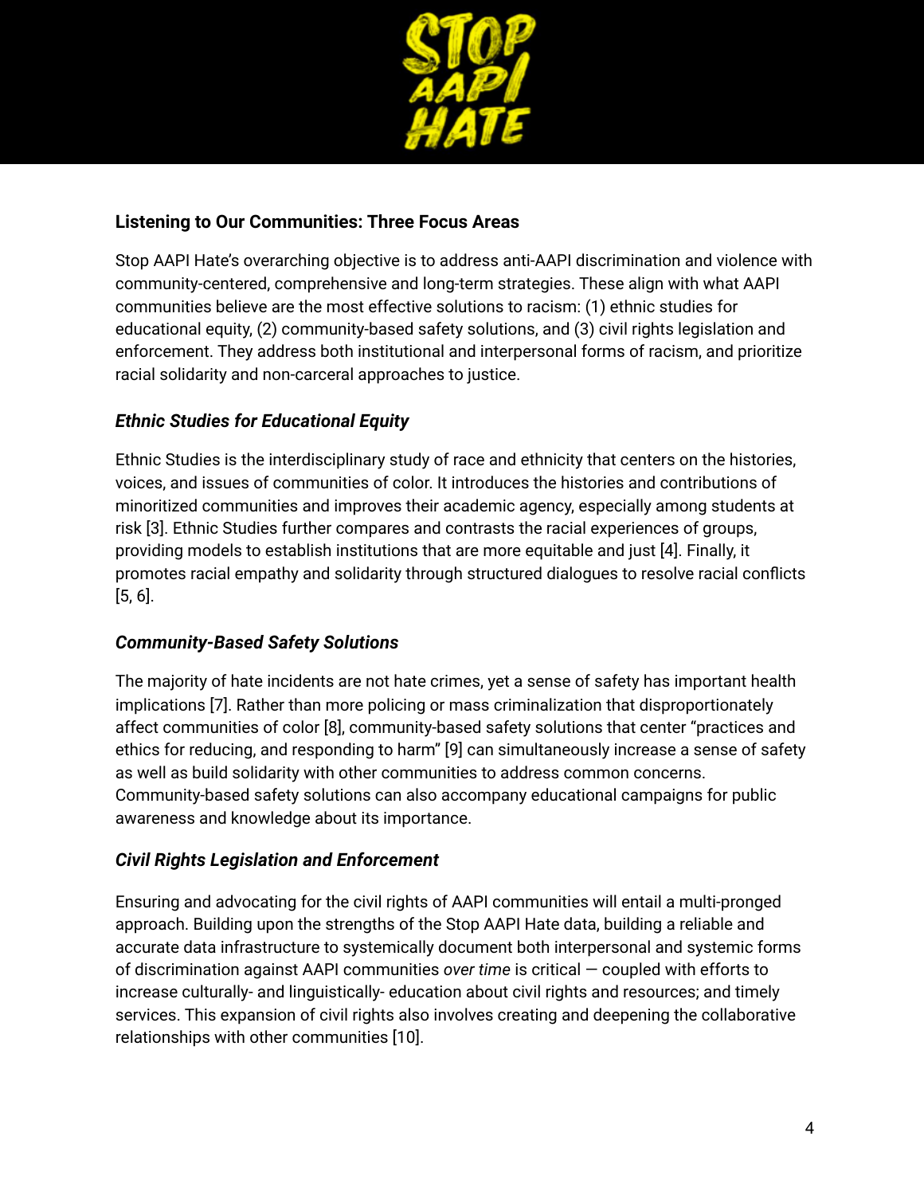## Listening to Our Communities: Three Focus Areas

Stop AAPI Hate's overarching objective is to address anti-AAPI discrimination and violence with community-centered, comprehensive and long-term strategies. These align with what AAPI communities believe are the most effective solutions to racism: (1) ethnic studies for educational equity, (2) community-based safety solutions, and (3) civil rights legislation and enforcement. They address both institutional and interpersonal forms of racism, and prioritize racial solidarity and non-carceral approaches to justice.

### *Ethnic Studies for Educational Equity*

Ethnic Studies is the interdisciplinary study of race and ethnicity that centers on the histories, voices, and issues of communities of color. It introduces the histories and contributions of minoritized communities and improves their academic agency, especially among students at risk [3]. Ethnic Studies further compares and contrasts the racial experiences of groups, providing models to establish institutions that are more equitable and just [4]. Finally, it promotes racial empathy and solidarity through structured dialogues to resolve racial conflicts [5, 6].

### *Community-Based Safety Solutions*

The majority of hate incidents are not hate crimes, yet a sense of safety has important health implications [7]. Rather than more policing or mass criminalization that disproportionately affect communities of color [8], community-based safety solutions that center "practices and ethics for reducing, and responding to harm" [9] can simultaneously increase a sense of safety as well as build solidarity with other communities to address common concerns. Community-based safety solutions can also accompany educational campaigns for public awareness and knowledge about its importance.

### *Civil Rights Legislation and Enforcement*

Ensuring and advocating for the civil rights of AAPI communities will entail a multi-pronged approach. Building upon the strengths of the Stop AAPI Hate data, building a reliable and accurate data infrastructure to systemically document both interpersonal and systemic forms of discrimination against AAPI communities *over time* is critical — coupled with efforts to increase culturally- and linguistically- education about civil rights and resources; and timely services. This expansion of civil rights also involves creating and deepening the collaborative relationships with other communities [10].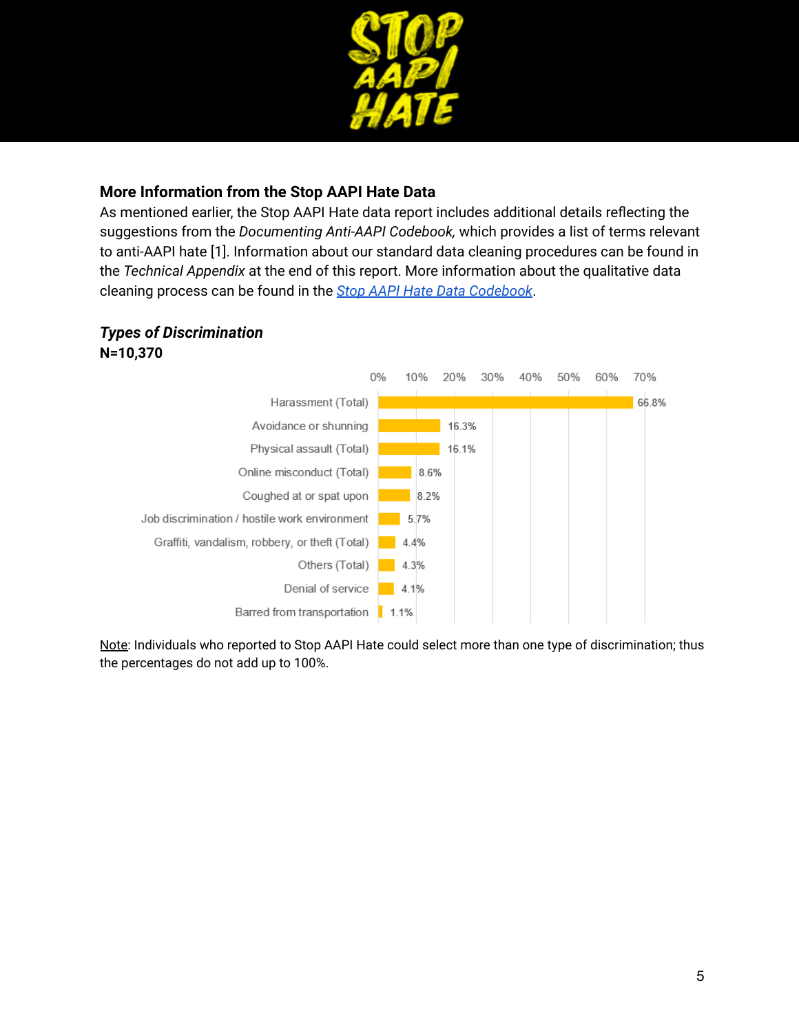## More Information from the Stop AAPI Hate Data

As mentioned earlier, the Stop AAPI Hate data report includes additional details reflecting the suggestions from the *Documenting Anti-AAPI Codebook,* which provides a list of terms relevant to anti-AAPI hate [1]. Information about our standard data cleaning procedures can be found in the *Technical Appendix* at the end of this report. More information about the qualitative data cleaning process can be found in the [Stop AAPI Hate Data Codebook](#).

### *Types of Discrimination*

**N=10,370**

| Type of Discrimination | Percentage |
| --- | --- |
| Harassment (Total) | 66.8% |
| Avoidance or shunning | 16.3% |
| Physical assault (Total) | 16.1% |
| Online misconduct (Total) | 8.6% |
| Coughed at or spat upon | 8.2% |
| Job discrimination / hostile work environment | 5.7% |
| Graffiti, vandalism, robbery, or theft (Total) | 4.4% |
| Others (Total) | 4.3% |
| Denial of service | 4.1% |
| Barred from transportation | 1.1% |

Note: Individuals who reported to Stop AAPI Hate could select more than one type of discrimination; thus the percentages do not add up to 100%.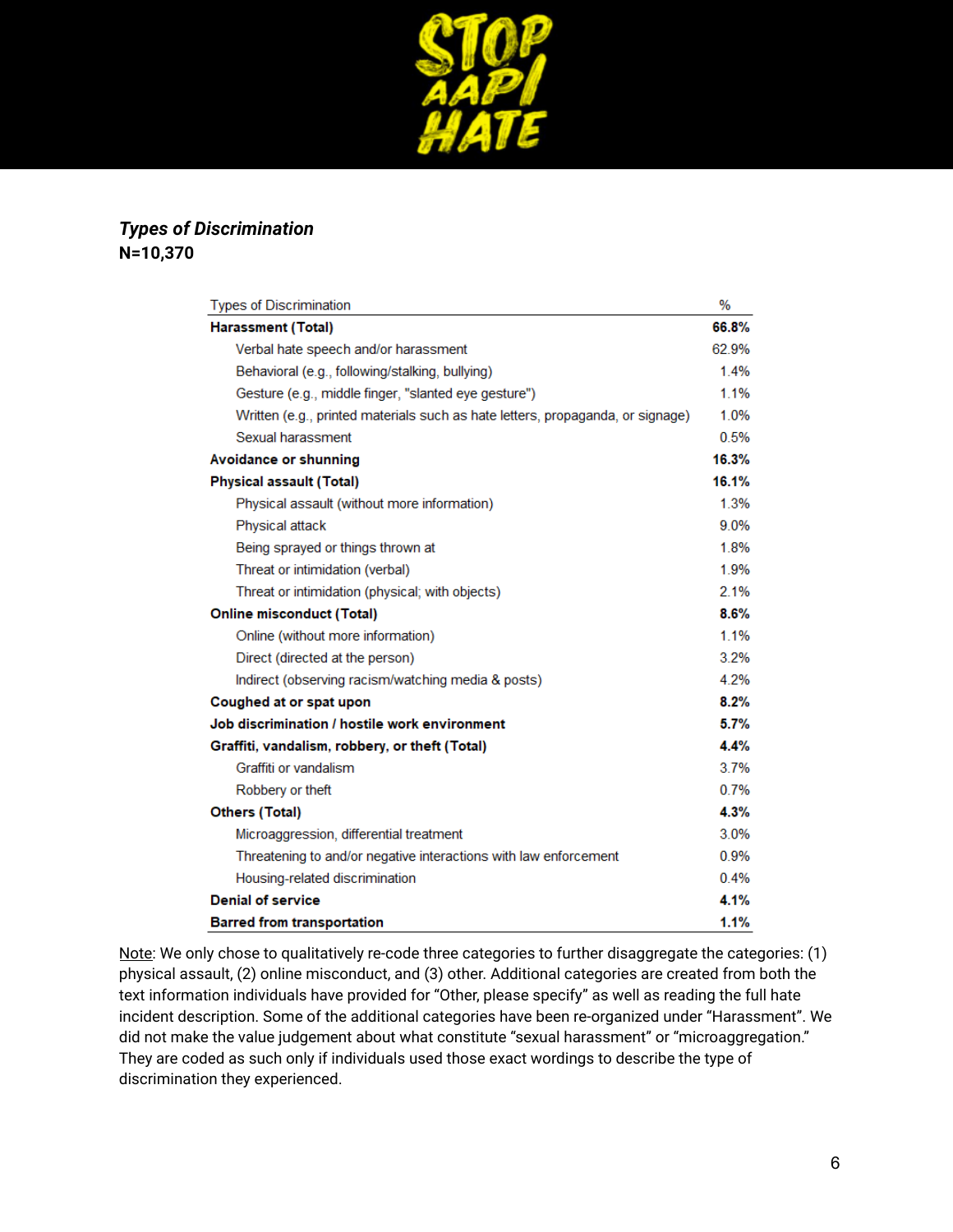***Types of Discrimination***
**N=10,370**

| Types of Discrimination | % |
|---|---|
| **Harassment (Total)** | **66.8%** |
| Verbal hate speech and/or harassment | 62.9% |
| Behavioral (e.g., following/stalking, bullying) | 1.4% |
| Gesture (e.g., middle finger, "slanted eye gesture") | 1.1% |
| Written (e.g., printed materials such as hate letters, propaganda, or signage) | 1.0% |
| Sexual harassment | 0.5% |
| **Avoidance or shunning** | **16.3%** |
| **Physical assault (Total)** | **16.1%** |
| Physical assault (without more information) | 1.3% |
| Physical attack | 9.0% |
| Being sprayed or things thrown at | 1.8% |
| Threat or intimidation (verbal) | 1.9% |
| Threat or intimidation (physical; with objects) | 2.1% |
| **Online misconduct (Total)** | **8.6%** |
| Online (without more information) | 1.1% |
| Direct (directed at the person) | 3.2% |
| Indirect (observing racism/watching media & posts) | 4.2% |
| **Coughed at or spat upon** | **8.2%** |
| **Job discrimination / hostile work environment** | **5.7%** |
| **Graffiti, vandalism, robbery, or theft (Total)** | **4.4%** |
| Graffiti or vandalism | 3.7% |
| Robbery or theft | 0.7% |
| **Others (Total)** | **4.3%** |
| Microaggression, differential treatment | 3.0% |
| Threatening to and/or negative interactions with law enforcement | 0.9% |
| Housing-related discrimination | 0.4% |
| **Denial of service** | **4.1%** |
| **Barred from transportation** | **1.1%** |

Note: We only chose to qualitatively re-code three categories to further disaggregate the categories: (1) physical assault, (2) online misconduct, and (3) other. Additional categories are created from both the text information individuals have provided for "Other, please specify" as well as reading the full hate incident description. Some of the additional categories have been re-organized under "Harassment". We did not make the value judgement about what constitute "sexual harassment" or "microaggregation." They are coded as such only if individuals used those exact wordings to describe the type of discrimination they experienced.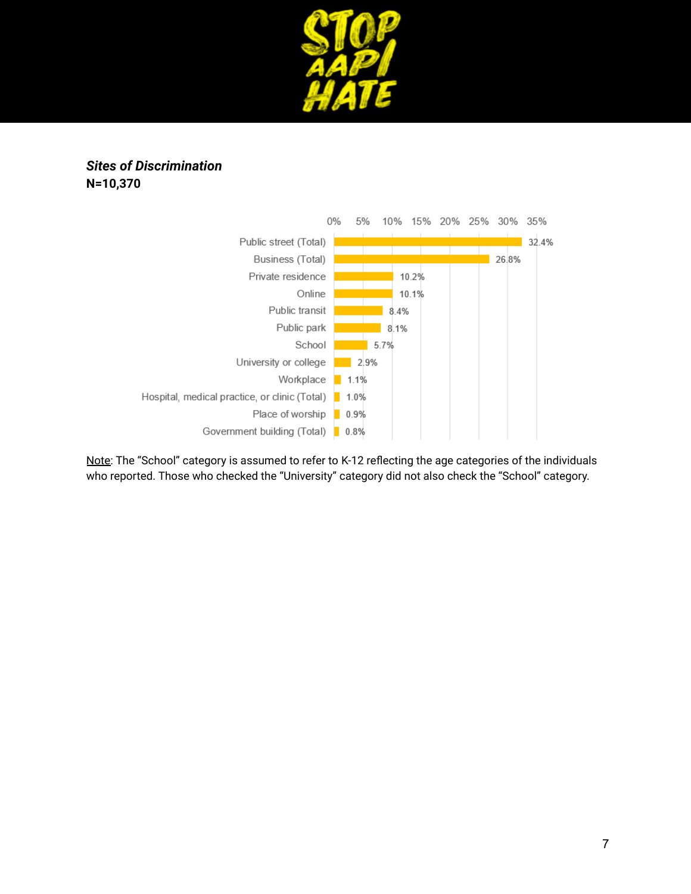***Sites of Discrimination***
**N=10,370**

| Site | Percentage |
|---|---|
| Public street (Total) | 32.4% |
| Business (Total) | 26.8% |
| Private residence | 10.2% |
| Online | 10.1% |
| Public transit | 8.4% |
| Public park | 8.1% |
| School | 5.7% |
| University or college | 2.9% |
| Workplace | 1.1% |
| Hospital, medical practice, or clinic (Total) | 1.0% |
| Place of worship | 0.9% |
| Government building (Total) | 0.8% |

Note: The "School" category is assumed to refer to K-12 reflecting the age categories of the individuals who reported. Those who checked the "University" category did not also check the "School" category.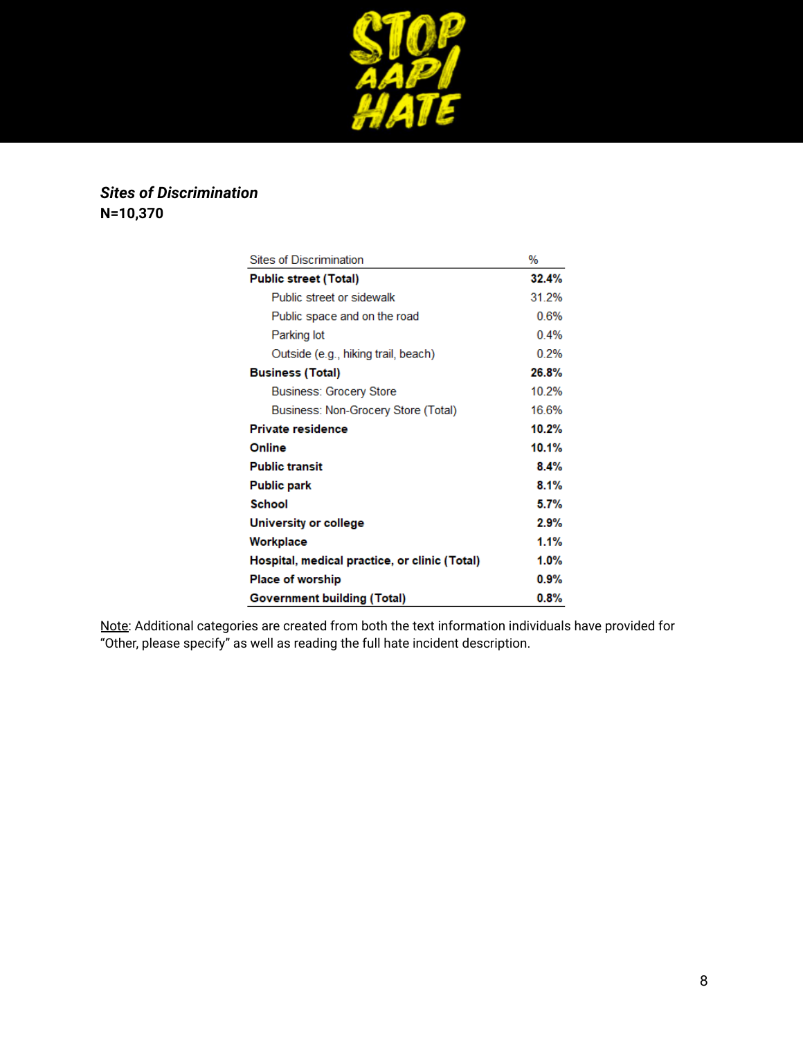***Sites of Discrimination***
**N=10,370**

| Sites of Discrimination | % |
|---|---|
| **Public street (Total)** | **32.4%** |
| Public street or sidewalk | 31.2% |
| Public space and on the road | 0.6% |
| Parking lot | 0.4% |
| Outside (e.g., hiking trail, beach) | 0.2% |
| **Business (Total)** | **26.8%** |
| Business: Grocery Store | 10.2% |
| Business: Non-Grocery Store (Total) | 16.6% |
| **Private residence** | **10.2%** |
| **Online** | **10.1%** |
| **Public transit** | **8.4%** |
| **Public park** | **8.1%** |
| **School** | **5.7%** |
| **University or college** | **2.9%** |
| **Workplace** | **1.1%** |
| **Hospital, medical practice, or clinic (Total)** | **1.0%** |
| **Place of worship** | **0.9%** |
| **Government building (Total)** | **0.8%** |

Note: Additional categories are created from both the text information individuals have provided for "Other, please specify" as well as reading the full hate incident description.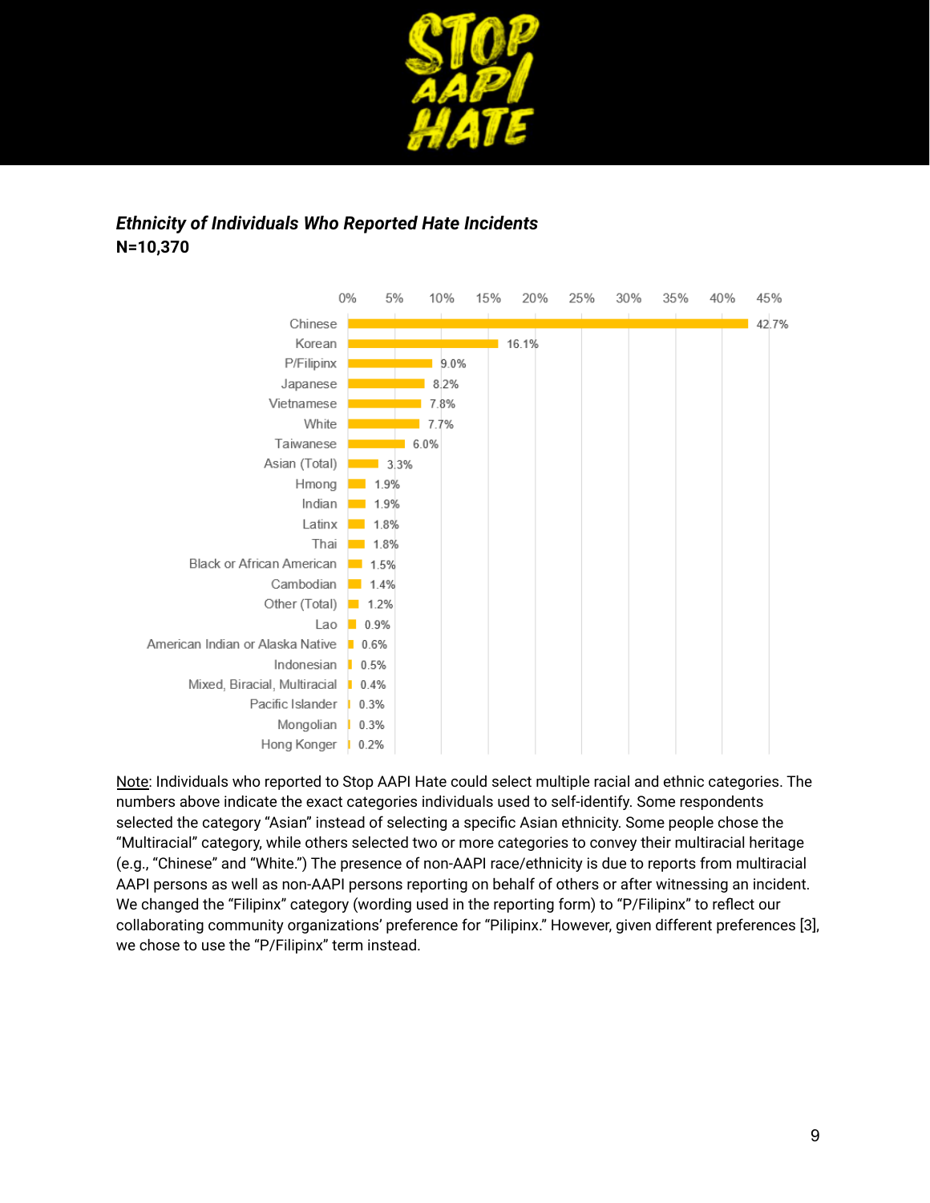***Ethnicity of Individuals Who Reported Hate Incidents***
**N=10,370**

| Ethnicity | Percentage |
| --- | --- |
| Chinese | 42.7% |
| Korean | 16.1% |
| P/Filipinx | 9.0% |
| Japanese | 8.2% |
| Vietnamese | 7.8% |
| White | 7.7% |
| Taiwanese | 6.0% |
| Asian (Total) | 3.3% |
| Hmong | 1.9% |
| Indian | 1.9% |
| Latinx | 1.8% |
| Thai | 1.8% |
| Black or African American | 1.5% |
| Cambodian | 1.4% |
| Other (Total) | 1.2% |
| Lao | 0.9% |
| American Indian or Alaska Native | 0.6% |
| Indonesian | 0.5% |
| Mixed, Biracial, Multiracial | 0.4% |
| Pacific Islander | 0.3% |
| Mongolian | 0.3% |
| Hong Konger | 0.2% |

Note: Individuals who reported to Stop AAPI Hate could select multiple racial and ethnic categories. The numbers above indicate the exact categories individuals used to self-identify. Some respondents selected the category "Asian" instead of selecting a specific Asian ethnicity. Some people chose the "Multiracial" category, while others selected two or more categories to convey their multiracial heritage (e.g., "Chinese" and "White.") The presence of non-AAPI race/ethnicity is due to reports from multiracial AAPI persons as well as non-AAPI persons reporting on behalf of others or after witnessing an incident. We changed the "Filipinx" category (wording used in the reporting form) to "P/Filipinx" to reflect our collaborating community organizations' preference for "Pilipinx." However, given different preferences [3], we chose to use the "P/Filipinx" term instead.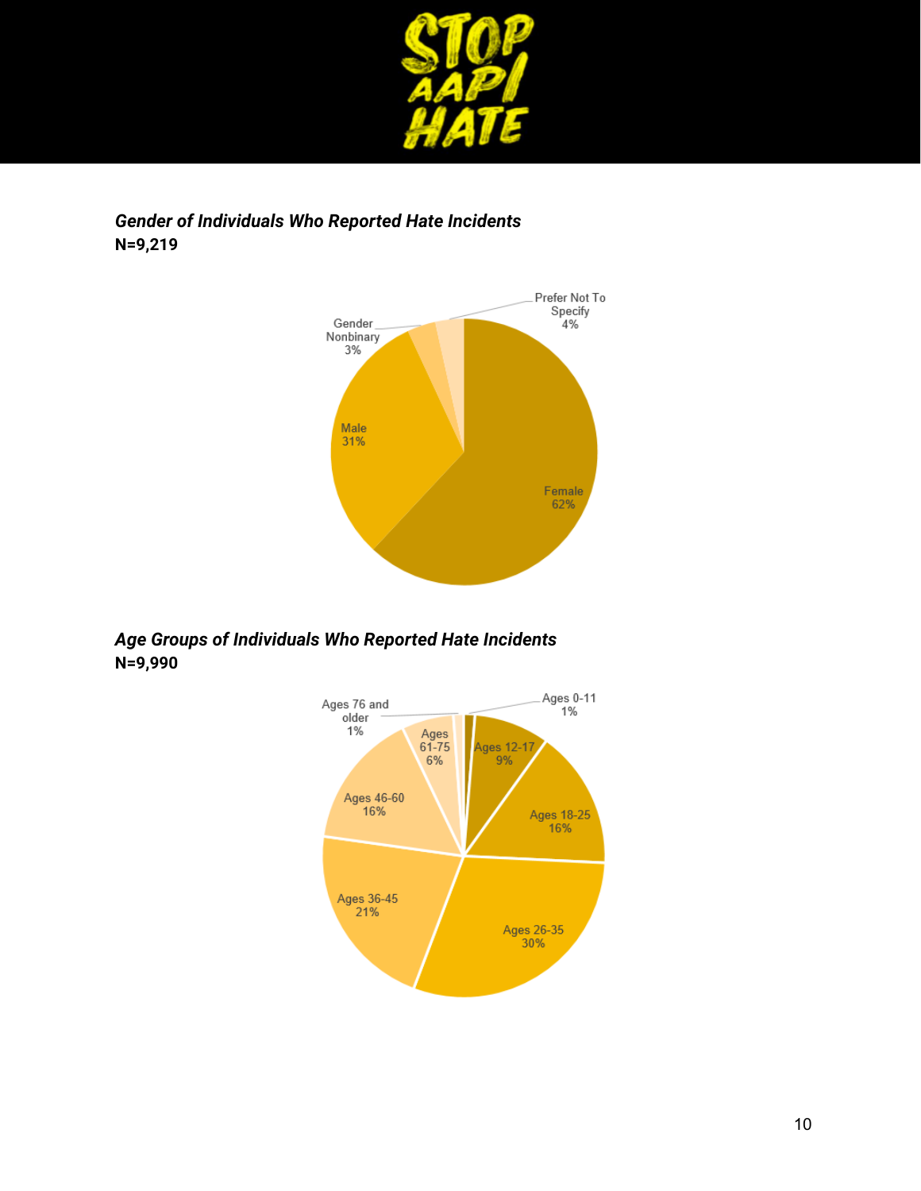***Gender of Individuals Who Reported Hate Incidents***
**N=9,219**

| Gender | Percentage |
|---|---|
| Female | 62% |
| Male | 31% |
| Gender Nonbinary | 3% |
| Prefer Not To Specify | 4% |

***Age Groups of Individuals Who Reported Hate Incidents***
**N=9,990**

| Age Group | Percentage |
|---|---|
| Ages 0-11 | 1% |
| Ages 12-17 | 9% |
| Ages 18-25 | 16% |
| Ages 26-35 | 30% |
| Ages 36-45 | 21% |
| Ages 46-60 | 16% |
| Ages 61-75 | 6% |
| Ages 76 and older | 1% |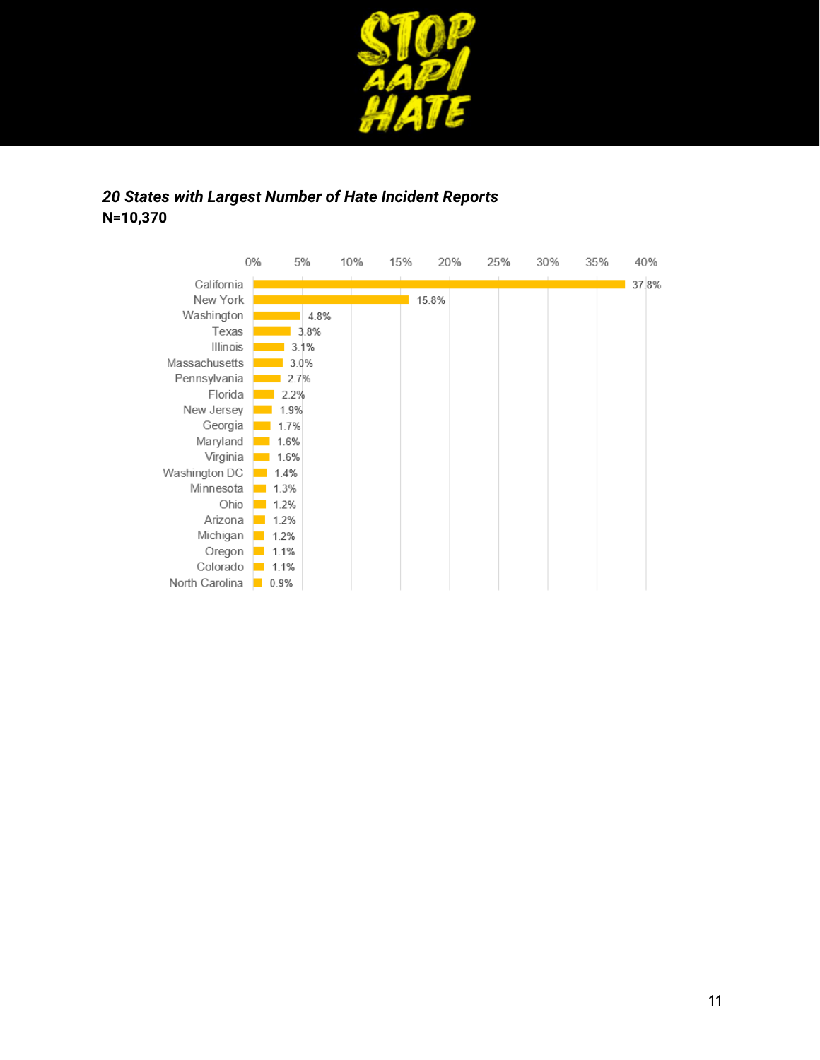***20 States with Largest Number of Hate Incident Reports***
**N=10,370**

| State | Percentage |
|---|---|
| California | 37.8% |
| New York | 15.8% |
| Washington | 4.8% |
| Texas | 3.8% |
| Illinois | 3.1% |
| Massachusetts | 3.0% |
| Pennsylvania | 2.7% |
| Florida | 2.2% |
| New Jersey | 1.9% |
| Georgia | 1.7% |
| Maryland | 1.6% |
| Virginia | 1.6% |
| Washington DC | 1.4% |
| Minnesota | 1.3% |
| Ohio | 1.2% |
| Arizona | 1.2% |
| Michigan | 1.2% |
| Oregon | 1.1% |
| Colorado | 1.1% |
| North Carolina | 0.9% |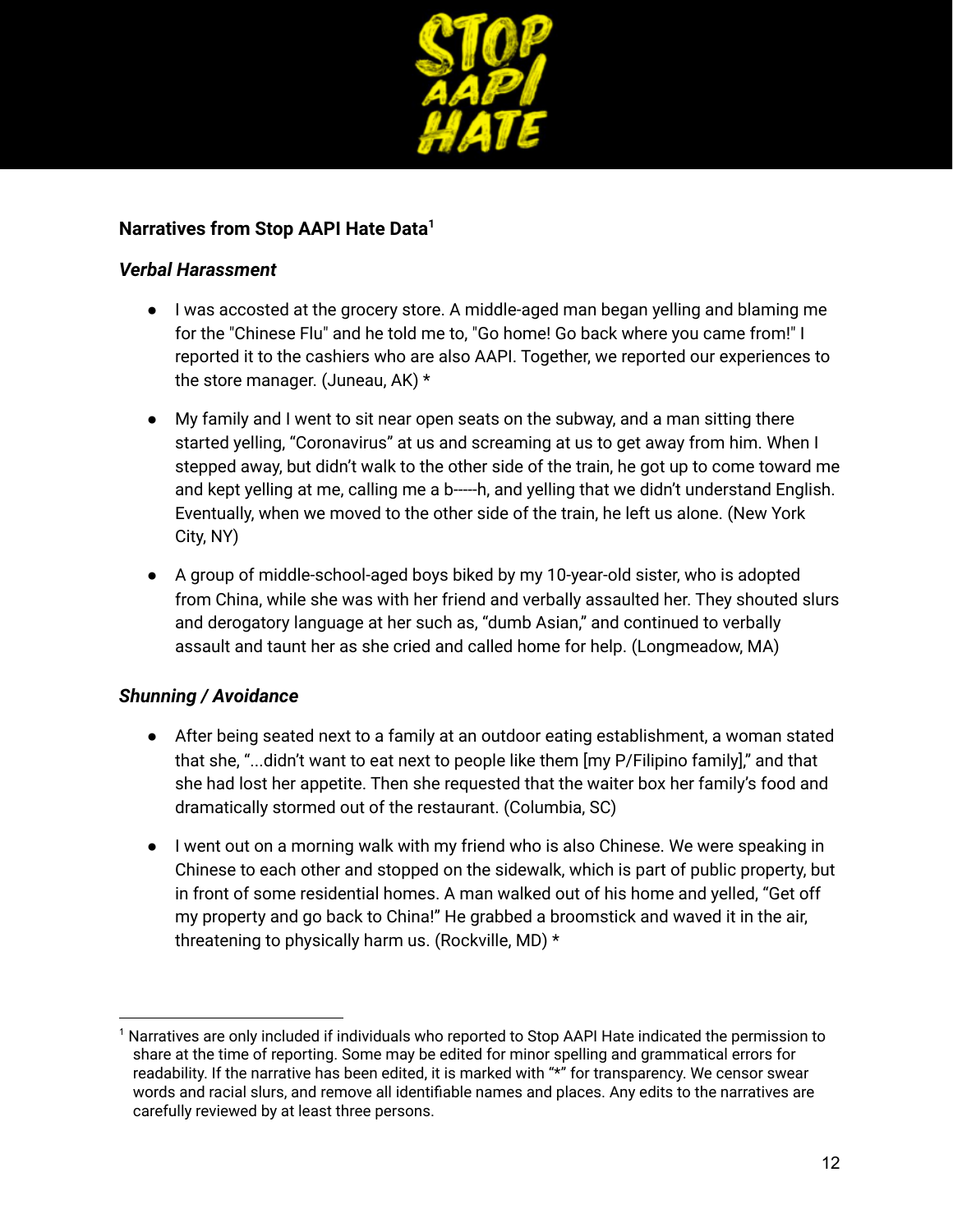## Narratives from Stop AAPI Hate Data[1]

### *Verbal Harassment*

- I was accosted at the grocery store. A middle-aged man began yelling and blaming me for the "Chinese Flu" and he told me to, "Go home! Go back where you came from!" I reported it to the cashiers who are also AAPI. Together, we reported our experiences to the store manager. (Juneau, AK) *

- My family and I went to sit near open seats on the subway, and a man sitting there started yelling, "Coronavirus" at us and screaming at us to get away from him. When I stepped away, but didn't walk to the other side of the train, he got up to come toward me and kept yelling at me, calling me a b-----h, and yelling that we didn't understand English. Eventually, when we moved to the other side of the train, he left us alone. (New York City, NY)

- A group of middle-school-aged boys biked by my 10-year-old sister, who is adopted from China, while she was with her friend and verbally assaulted her. They shouted slurs and derogatory language at her such as, "dumb Asian," and continued to verbally assault and taunt her as she cried and called home for help. (Longmeadow, MA)

### *Shunning / Avoidance*

- After being seated next to a family at an outdoor eating establishment, a woman stated that she, "...didn't want to eat next to people like them [my P/Filipino family]," and that she had lost her appetite. Then she requested that the waiter box her family's food and dramatically stormed out of the restaurant. (Columbia, SC)

- I went out on a morning walk with my friend who is also Chinese. We were speaking in Chinese to each other and stopped on the sidewalk, which is part of public property, but in front of some residential homes. A man walked out of his home and yelled, "Get off my property and go back to China!" He grabbed a broomstick and waved it in the air, threatening to physically harm us. (Rockville, MD) *

---

[1] Narratives are only included if individuals who reported to Stop AAPI Hate indicated the permission to share at the time of reporting. Some may be edited for minor spelling and grammatical errors for readability. If the narrative has been edited, it is marked with "*" for transparency. We censor swear words and racial slurs, and remove all identifiable names and places. Any edits to the narratives are carefully reviewed by at least three persons.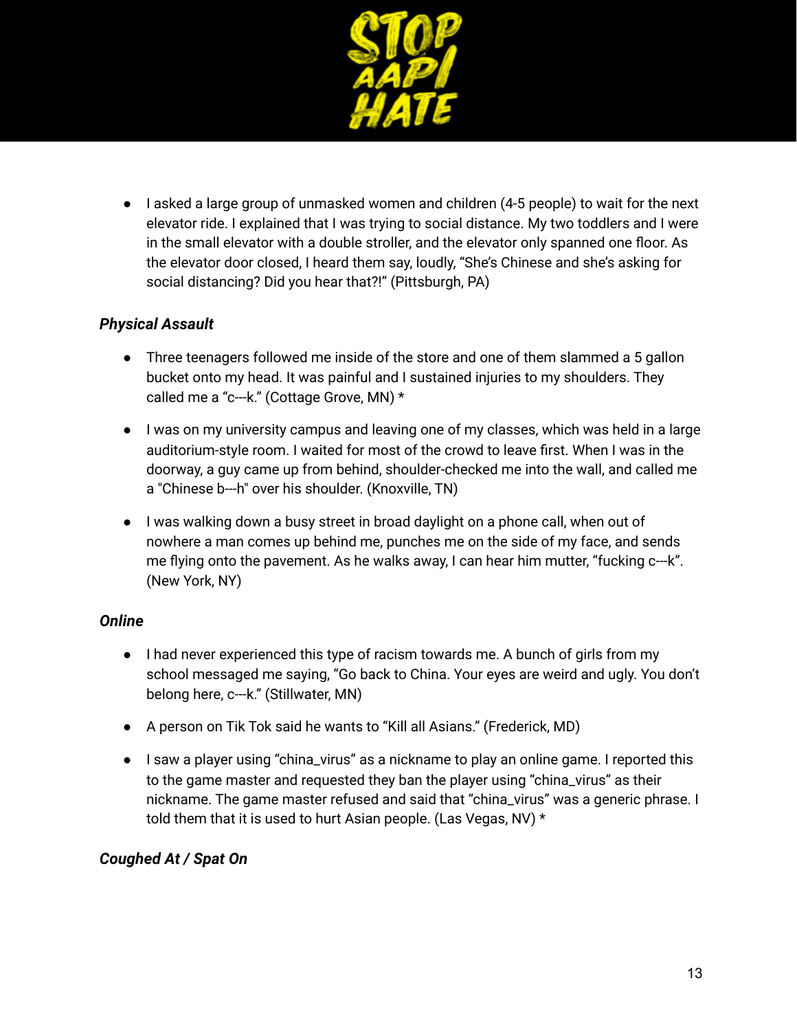- I asked a large group of unmasked women and children (4-5 people) to wait for the next elevator ride. I explained that I was trying to social distance. My two toddlers and I were in the small elevator with a double stroller, and the elevator only spanned one floor. As the elevator door closed, I heard them say, loudly, "She's Chinese and she's asking for social distancing? Did you hear that?!" (Pittsburgh, PA)

### *Physical Assault*

- Three teenagers followed me inside of the store and one of them slammed a 5 gallon bucket onto my head. It was painful and I sustained injuries to my shoulders. They called me a "c---k." (Cottage Grove, MN) *
- I was on my university campus and leaving one of my classes, which was held in a large auditorium-style room. I waited for most of the crowd to leave first. When I was in the doorway, a guy came up from behind, shoulder-checked me into the wall, and called me a "Chinese b---h" over his shoulder. (Knoxville, TN)
- I was walking down a busy street in broad daylight on a phone call, when out of nowhere a man comes up behind me, punches me on the side of my face, and sends me flying onto the pavement. As he walks away, I can hear him mutter, "fucking c---k". (New York, NY)

### *Online*

- I had never experienced this type of racism towards me. A bunch of girls from my school messaged me saying, "Go back to China. Your eyes are weird and ugly. You don't belong here, c---k." (Stillwater, MN)
- A person on Tik Tok said he wants to "Kill all Asians." (Frederick, MD)
- I saw a player using "china_virus" as a nickname to play an online game. I reported this to the game master and requested they ban the player using "china_virus" as their nickname. The game master refused and said that "china_virus" was a generic phrase. I told them that it is used to hurt Asian people. (Las Vegas, NV) *

### *Coughed At / Spat On*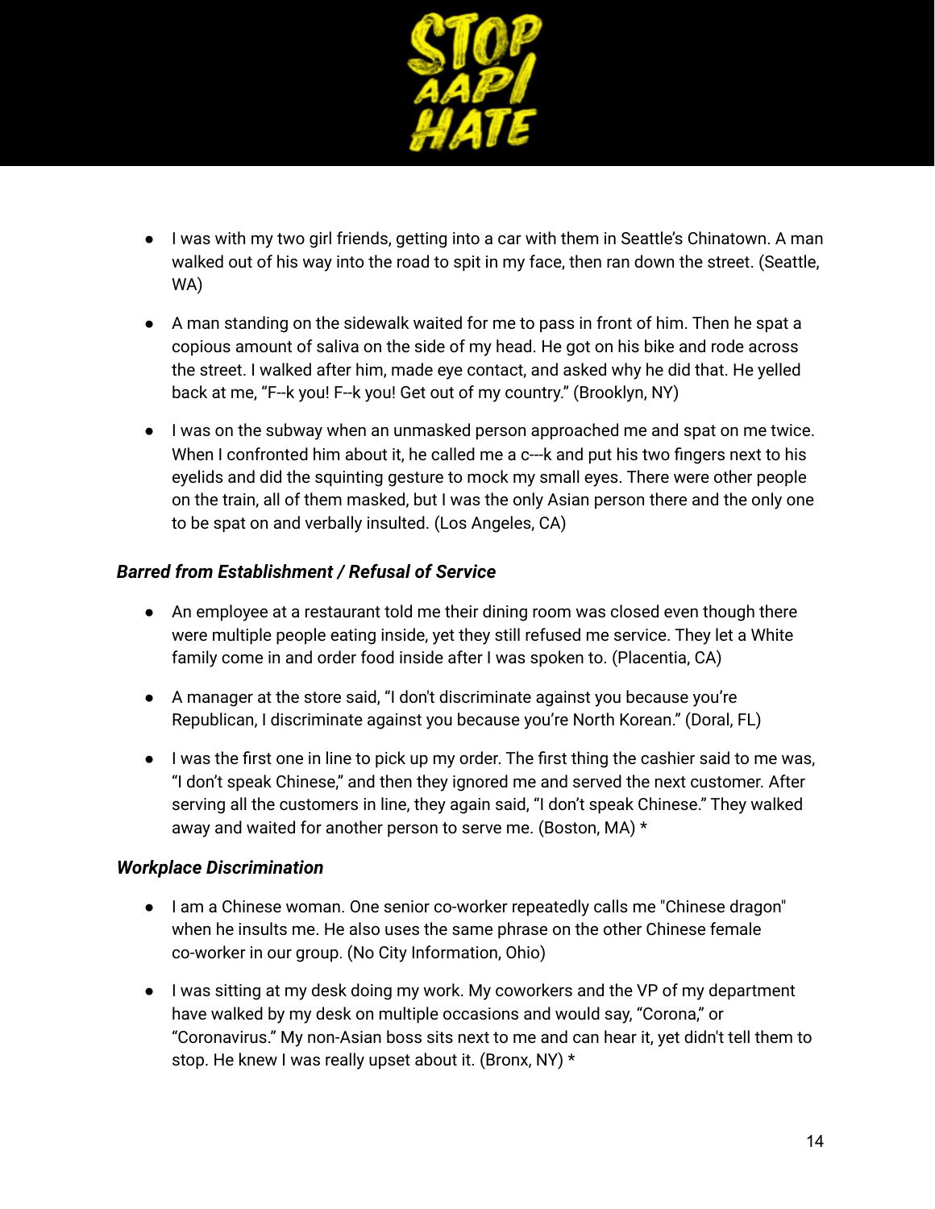- I was with my two girl friends, getting into a car with them in Seattle's Chinatown. A man walked out of his way into the road to spit in my face, then ran down the street. (Seattle, WA)

- A man standing on the sidewalk waited for me to pass in front of him. Then he spat a copious amount of saliva on the side of my head. He got on his bike and rode across the street. I walked after him, made eye contact, and asked why he did that. He yelled back at me, "F--k you! F--k you! Get out of my country." (Brooklyn, NY)

- I was on the subway when an unmasked person approached me and spat on me twice. When I confronted him about it, he called me a c---k and put his two fingers next to his eyelids and did the squinting gesture to mock my small eyes. There were other people on the train, all of them masked, but I was the only Asian person there and the only one to be spat on and verbally insulted. (Los Angeles, CA)

***Barred from Establishment / Refusal of Service***

- An employee at a restaurant told me their dining room was closed even though there were multiple people eating inside, yet they still refused me service. They let a White family come in and order food inside after I was spoken to. (Placentia, CA)

- A manager at the store said, "I don't discriminate against you because you're Republican, I discriminate against you because you're North Korean." (Doral, FL)

- I was the first one in line to pick up my order. The first thing the cashier said to me was, "I don't speak Chinese," and then they ignored me and served the next customer. After serving all the customers in line, they again said, "I don't speak Chinese." They walked away and waited for another person to serve me. (Boston, MA) *

***Workplace Discrimination***

- I am a Chinese woman. One senior co-worker repeatedly calls me "Chinese dragon" when he insults me. He also uses the same phrase on the other Chinese female co-worker in our group. (No City Information, Ohio)

- I was sitting at my desk doing my work. My coworkers and the VP of my department have walked by my desk on multiple occasions and would say, "Corona," or "Coronavirus." My non-Asian boss sits next to me and can hear it, yet didn't tell them to stop. He knew I was really upset about it. (Bronx, NY) *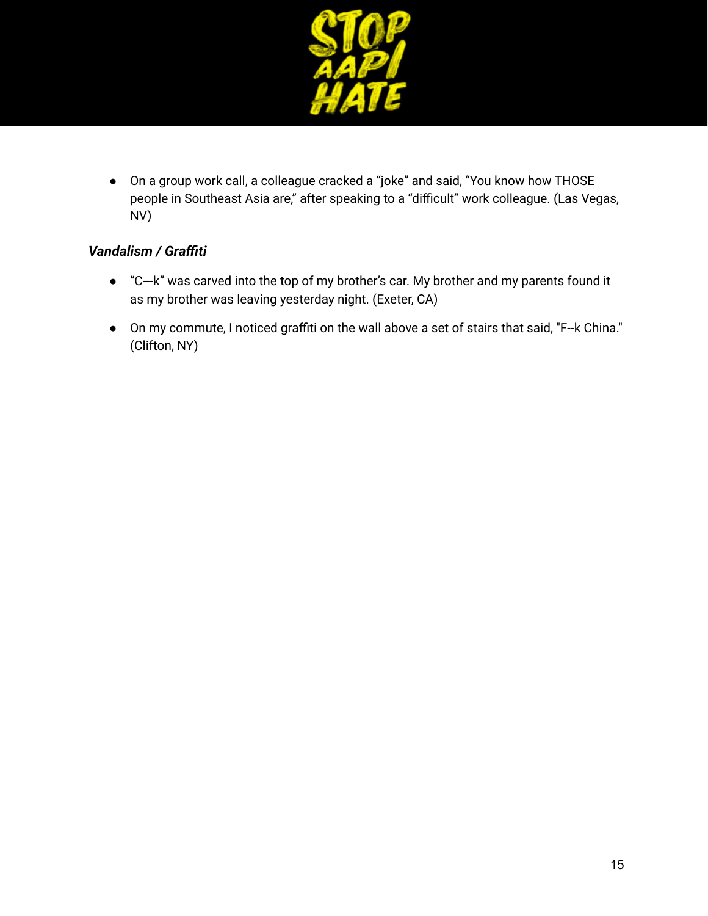- On a group work call, a colleague cracked a "joke" and said, "You know how THOSE people in Southeast Asia are," after speaking to a "difficult" work colleague. (Las Vegas, NV)

***Vandalism / Graffiti***

- "C---k" was carved into the top of my brother's car. My brother and my parents found it as my brother was leaving yesterday night. (Exeter, CA)
- On my commute, I noticed graffiti on the wall above a set of stairs that said, "F--k China." (Clifton, NY)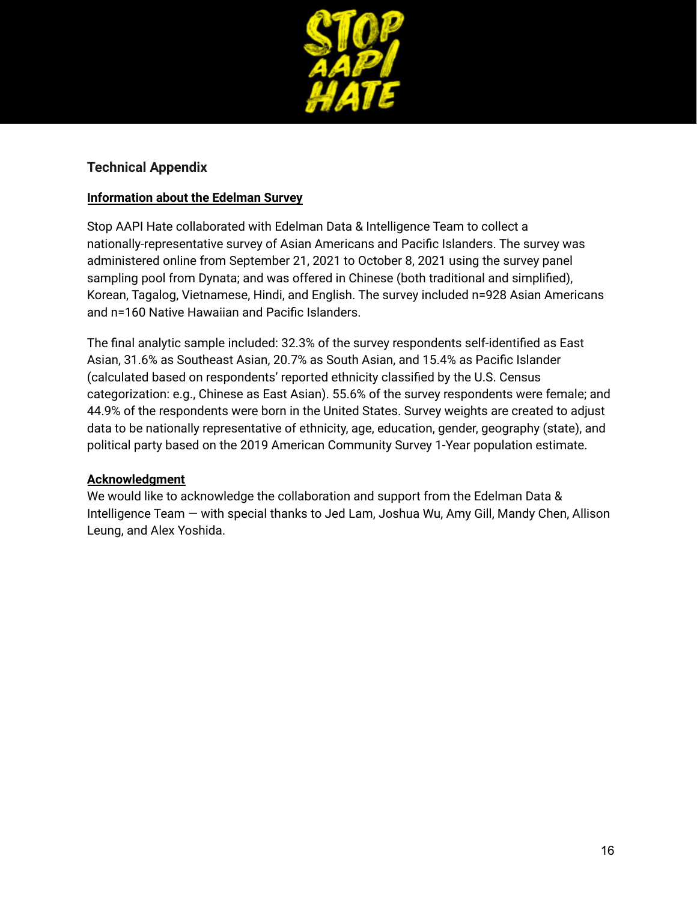## Technical Appendix

### Information about the Edelman Survey

Stop AAPI Hate collaborated with Edelman Data & Intelligence Team to collect a nationally-representative survey of Asian Americans and Pacific Islanders. The survey was administered online from September 21, 2021 to October 8, 2021 using the survey panel sampling pool from Dynata; and was offered in Chinese (both traditional and simplified), Korean, Tagalog, Vietnamese, Hindi, and English. The survey included n=928 Asian Americans and n=160 Native Hawaiian and Pacific Islanders.

The final analytic sample included: 32.3% of the survey respondents self-identified as East Asian, 31.6% as Southeast Asian, 20.7% as South Asian, and 15.4% as Pacific Islander (calculated based on respondents' reported ethnicity classified by the U.S. Census categorization: e.g., Chinese as East Asian). 55.6% of the survey respondents were female; and 44.9% of the respondents were born in the United States. Survey weights are created to adjust data to be nationally representative of ethnicity, age, education, gender, geography (state), and political party based on the 2019 American Community Survey 1-Year population estimate.

### Acknowledgment

We would like to acknowledge the collaboration and support from the Edelman Data & Intelligence Team — with special thanks to Jed Lam, Joshua Wu, Amy Gill, Mandy Chen, Allison Leung, and Alex Yoshida.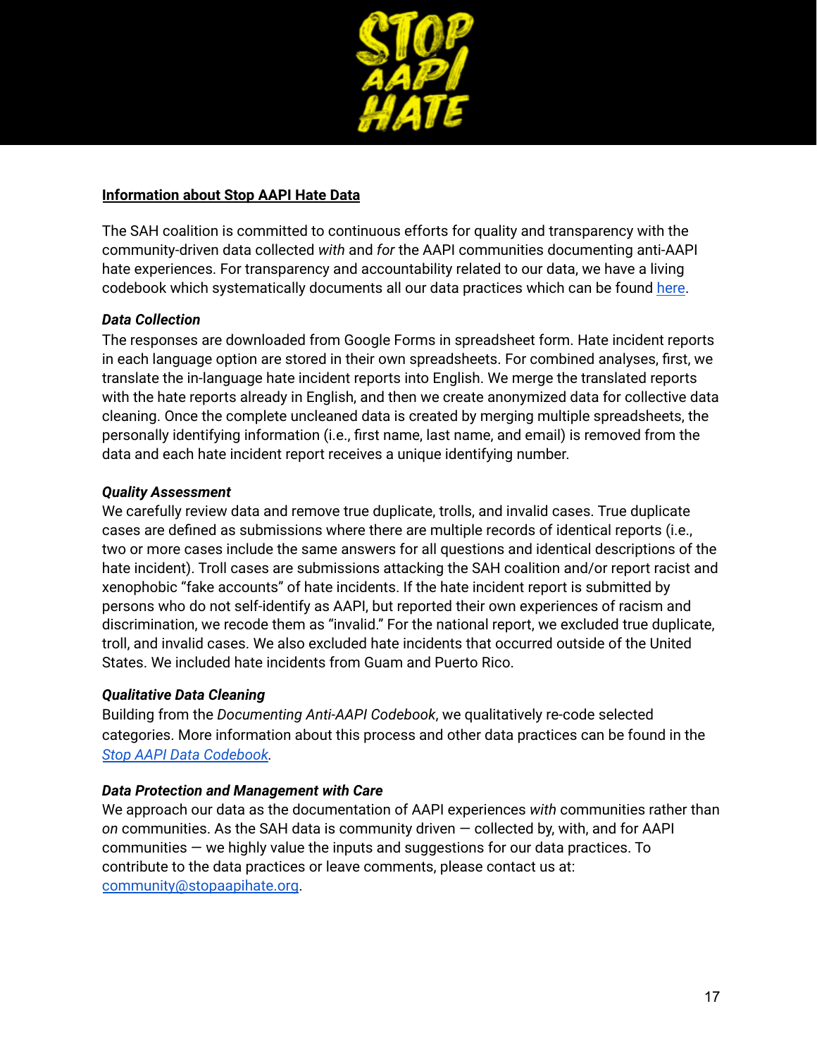**Information about Stop AAPI Hate Data**

The SAH coalition is committed to continuous efforts for quality and transparency with the community-driven data collected *with* and *for* the AAPI communities documenting anti-AAPI hate experiences. For transparency and accountability related to our data, we have a living codebook which systematically documents all our data practices which can be found here.

***Data Collection***

The responses are downloaded from Google Forms in spreadsheet form. Hate incident reports in each language option are stored in their own spreadsheets. For combined analyses, first, we translate the in-language hate incident reports into English. We merge the translated reports with the hate reports already in English, and then we create anonymized data for collective data cleaning. Once the complete uncleaned data is created by merging multiple spreadsheets, the personally identifying information (i.e., first name, last name, and email) is removed from the data and each hate incident report receives a unique identifying number.

***Quality Assessment***

We carefully review data and remove true duplicate, trolls, and invalid cases. True duplicate cases are defined as submissions where there are multiple records of identical reports (i.e., two or more cases include the same answers for all questions and identical descriptions of the hate incident). Troll cases are submissions attacking the SAH coalition and/or report racist and xenophobic "fake accounts" of hate incidents. If the hate incident report is submitted by persons who do not self-identify as AAPI, but reported their own experiences of racism and discrimination, we recode them as "invalid." For the national report, we excluded true duplicate, troll, and invalid cases. We also excluded hate incidents that occurred outside of the United States. We included hate incidents from Guam and Puerto Rico.

***Qualitative Data Cleaning***

Building from the *Documenting Anti-AAPI Codebook*, we qualitatively re-code selected categories. More information about this process and other data practices can be found in the *Stop AAPI Data Codebook*.

***Data Protection and Management with Care***

We approach our data as the documentation of AAPI experiences *with* communities rather than *on* communities. As the SAH data is community driven — collected by, with, and for AAPI communities — we highly value the inputs and suggestions for our data practices. To contribute to the data practices or leave comments, please contact us at: community@stopaapihate.org.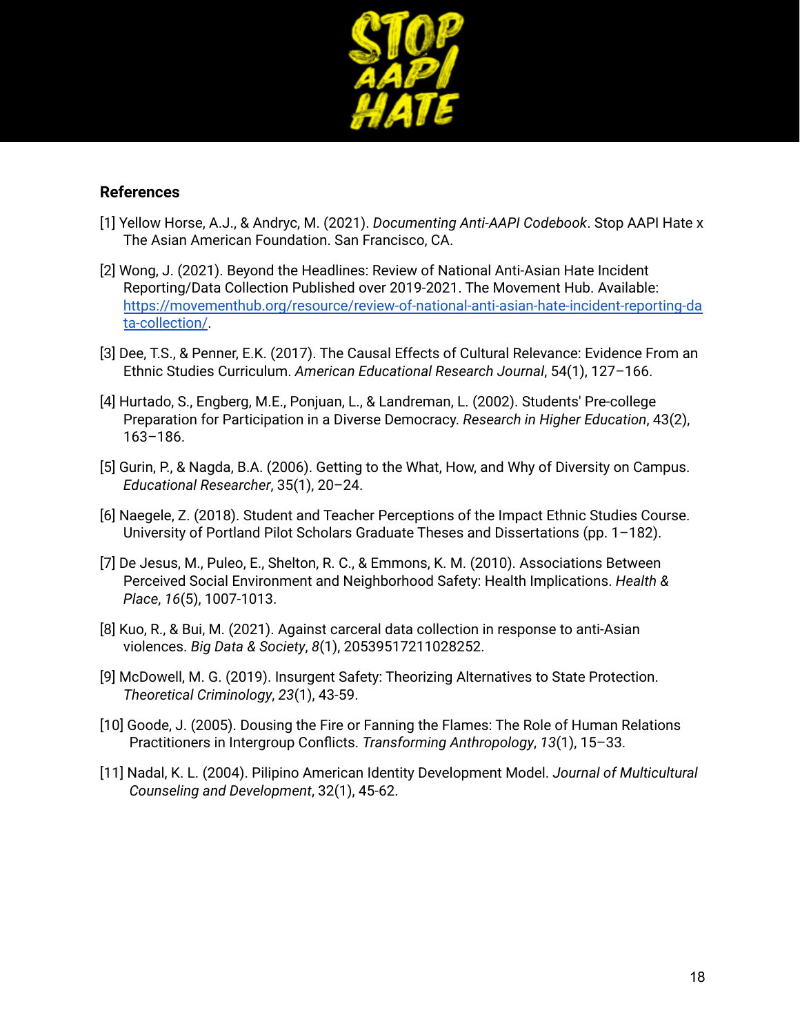## References

[1] Yellow Horse, A.J., & Andryc, M. (2021). *Documenting Anti-AAPI Codebook*. Stop AAPI Hate x The Asian American Foundation. San Francisco, CA.

[2] Wong, J. (2021). Beyond the Headlines: Review of National Anti-Asian Hate Incident Reporting/Data Collection Published over 2019-2021. The Movement Hub. Available: [https://movementhub.org/resource/review-of-national-anti-asian-hate-incident-reporting-data-collection/](https://movementhub.org/resource/review-of-national-anti-asian-hate-incident-reporting-data-collection/).

[3] Dee, T.S., & Penner, E.K. (2017). The Causal Effects of Cultural Relevance: Evidence From an Ethnic Studies Curriculum. *American Educational Research Journal*, 54(1), 127–166.

[4] Hurtado, S., Engberg, M.E., Ponjuan, L., & Landreman, L. (2002). Students' Pre-college Preparation for Participation in a Diverse Democracy. *Research in Higher Education*, 43(2), 163–186.

[5] Gurin, P., & Nagda, B.A. (2006). Getting to the What, How, and Why of Diversity on Campus. *Educational Researcher*, 35(1), 20–24.

[6] Naegele, Z. (2018). Student and Teacher Perceptions of the Impact Ethnic Studies Course. University of Portland Pilot Scholars Graduate Theses and Dissertations (pp. 1–182).

[7] De Jesus, M., Puleo, E., Shelton, R. C., & Emmons, K. M. (2010). Associations Between Perceived Social Environment and Neighborhood Safety: Health Implications. *Health & Place*, *16*(5), 1007-1013.

[8] Kuo, R., & Bui, M. (2021). Against carceral data collection in response to anti-Asian violences. *Big Data & Society*, *8*(1), 20539517211028252.

[9] McDowell, M. G. (2019). Insurgent Safety: Theorizing Alternatives to State Protection. *Theoretical Criminology*, *23*(1), 43-59.

[10] Goode, J. (2005). Dousing the Fire or Fanning the Flames: The Role of Human Relations Practitioners in Intergroup Conflicts. *Transforming Anthropology*, *13*(1), 15–33.

[11] Nadal, K. L. (2004). Pilipino American Identity Development Model. *Journal of Multicultural Counseling and Development*, 32(1), 45-62.